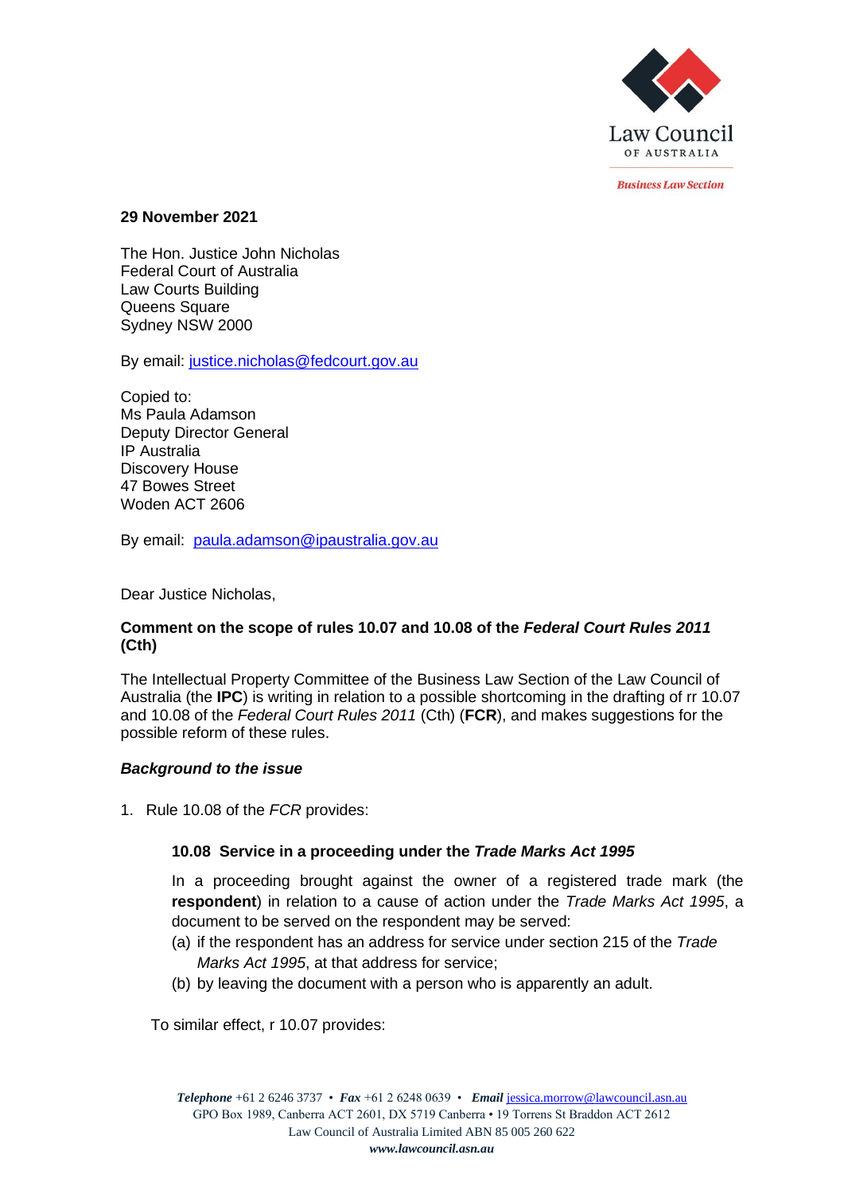Law Council
OF AUSTRALIA

*Business Law Section*

**29 November 2021**

The Hon. Justice John Nicholas
Federal Court of Australia
Law Courts Building
Queens Square
Sydney NSW 2000

By email: justice.nicholas@fedcourt.gov.au

Copied to:
Ms Paula Adamson
Deputy Director General
IP Australia
Discovery House
47 Bowes Street
Woden ACT 2606

By email: paula.adamson@ipaustralia.gov.au

Dear Justice Nicholas,

**Comment on the scope of rules 10.07 and 10.08 of the *Federal Court Rules 2011* (Cth)**

The Intellectual Property Committee of the Business Law Section of the Law Council of Australia (the **IPC**) is writing in relation to a possible shortcoming in the drafting of rr 10.07 and 10.08 of the *Federal Court Rules 2011* (Cth) (**FCR**), and makes suggestions for the possible reform of these rules.

***Background to the issue***

1. Rule 10.08 of the *FCR* provides:

> **10.08 Service in a proceeding under the *Trade Marks Act 1995***
>
> In a proceeding brought against the owner of a registered trade mark (the **respondent**) in relation to a cause of action under the *Trade Marks Act 1995*, a document to be served on the respondent may be served:
>
> (a) if the respondent has an address for service under section 215 of the *Trade Marks Act 1995*, at that address for service;
>
> (b) by leaving the document with a person who is apparently an adult.

To similar effect, r 10.07 provides: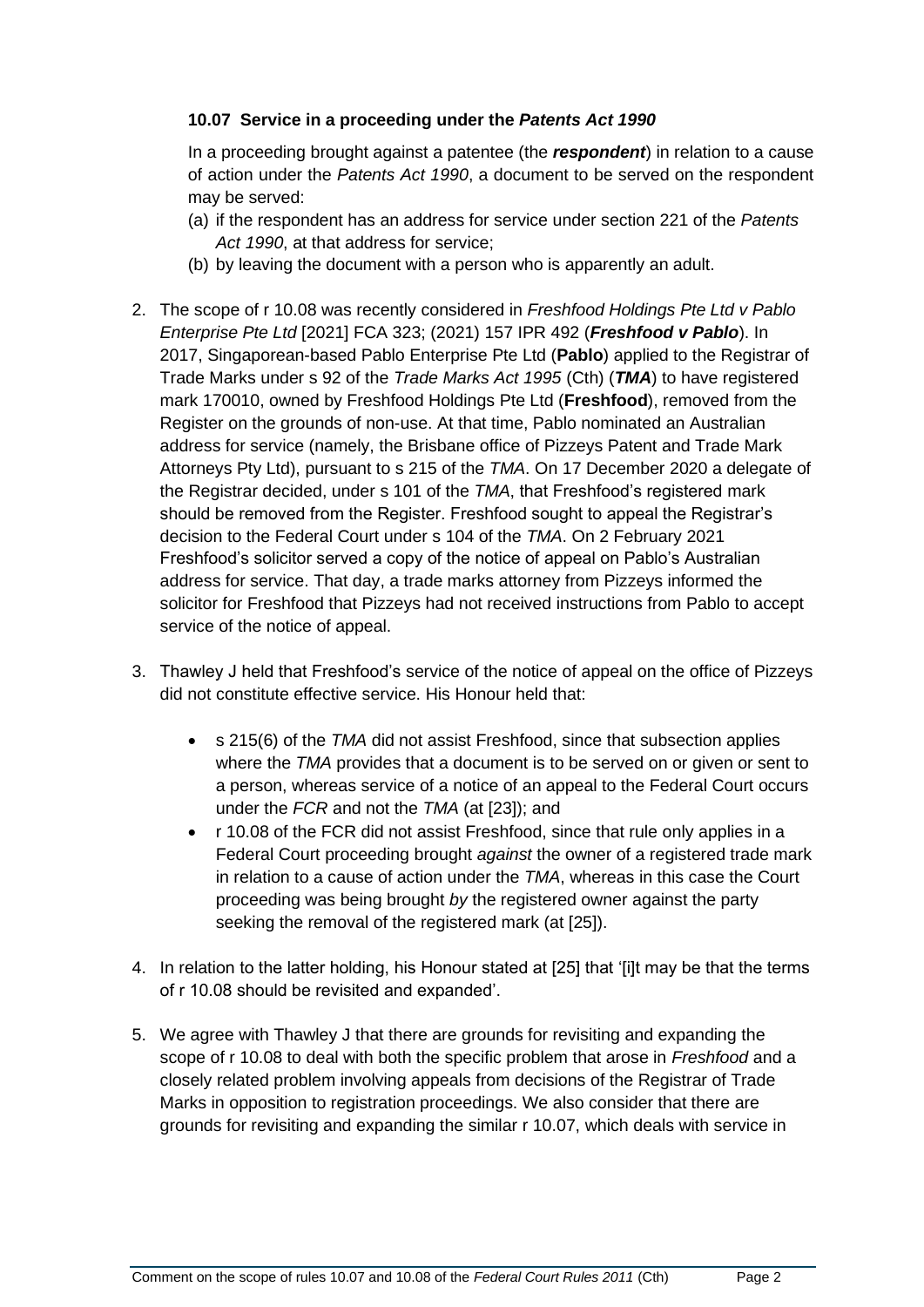**10.07 Service in a proceeding under the *Patents Act 1990***

In a proceeding brought against a patentee (the ***respondent***) in relation to a cause of action under the *Patents Act 1990*, a document to be served on the respondent may be served:

(a) if the respondent has an address for service under section 221 of the *Patents Act 1990*, at that address for service;

(b) by leaving the document with a person who is apparently an adult.

2. The scope of r 10.08 was recently considered in *Freshfood Holdings Pte Ltd v Pablo Enterprise Pte Ltd* [2021] FCA 323; (2021) 157 IPR 492 (***Freshfood v Pablo***). In 2017, Singaporean-based Pablo Enterprise Pte Ltd (**Pablo**) applied to the Registrar of Trade Marks under s 92 of the *Trade Marks Act 1995* (Cth) (***TMA***) to have registered mark 170010, owned by Freshfood Holdings Pte Ltd (**Freshfood**), removed from the Register on the grounds of non-use. At that time, Pablo nominated an Australian address for service (namely, the Brisbane office of Pizzeys Patent and Trade Mark Attorneys Pty Ltd), pursuant to s 215 of the *TMA*. On 17 December 2020 a delegate of the Registrar decided, under s 101 of the *TMA*, that Freshfood's registered mark should be removed from the Register. Freshfood sought to appeal the Registrar's decision to the Federal Court under s 104 of the *TMA*. On 2 February 2021 Freshfood's solicitor served a copy of the notice of appeal on Pablo's Australian address for service. That day, a trade marks attorney from Pizzeys informed the solicitor for Freshfood that Pizzeys had not received instructions from Pablo to accept service of the notice of appeal.

3. Thawley J held that Freshfood's service of the notice of appeal on the office of Pizzeys did not constitute effective service. His Honour held that:

   - s 215(6) of the *TMA* did not assist Freshfood, since that subsection applies where the *TMA* provides that a document is to be served on or given or sent to a person, whereas service of a notice of an appeal to the Federal Court occurs under the *FCR* and not the *TMA* (at [23]); and
   - r 10.08 of the FCR did not assist Freshfood, since that rule only applies in a Federal Court proceeding brought *against* the owner of a registered trade mark in relation to a cause of action under the *TMA*, whereas in this case the Court proceeding was being brought *by* the registered owner against the party seeking the removal of the registered mark (at [25]).

4. In relation to the latter holding, his Honour stated at [25] that '[i]t may be that the terms of r 10.08 should be revisited and expanded'.

5. We agree with Thawley J that there are grounds for revisiting and expanding the scope of r 10.08 to deal with both the specific problem that arose in *Freshfood* and a closely related problem involving appeals from decisions of the Registrar of Trade Marks in opposition to registration proceedings. We also consider that there are grounds for revisiting and expanding the similar r 10.07, which deals with service in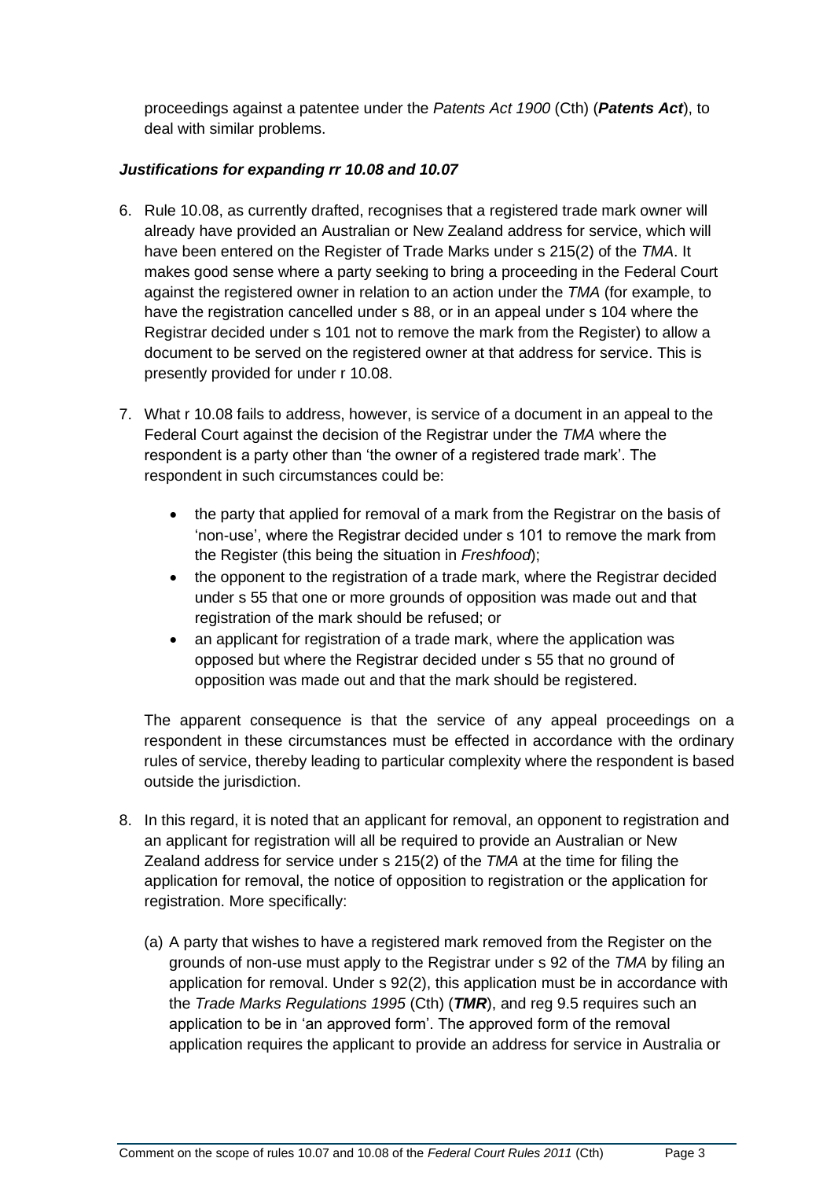proceedings against a patentee under the *Patents Act 1900* (Cth) (***Patents Act***), to deal with similar problems.

### *Justifications for expanding rr 10.08 and 10.07*

6. Rule 10.08, as currently drafted, recognises that a registered trade mark owner will already have provided an Australian or New Zealand address for service, which will have been entered on the Register of Trade Marks under s 215(2) of the *TMA*. It makes good sense where a party seeking to bring a proceeding in the Federal Court against the registered owner in relation to an action under the *TMA* (for example, to have the registration cancelled under s 88, or in an appeal under s 104 where the Registrar decided under s 101 not to remove the mark from the Register) to allow a document to be served on the registered owner at that address for service. This is presently provided for under r 10.08.

7. What r 10.08 fails to address, however, is service of a document in an appeal to the Federal Court against the decision of the Registrar under the *TMA* where the respondent is a party other than 'the owner of a registered trade mark'. The respondent in such circumstances could be:

   - the party that applied for removal of a mark from the Registrar on the basis of 'non-use', where the Registrar decided under s 101 to remove the mark from the Register (this being the situation in *Freshfood*);
   - the opponent to the registration of a trade mark, where the Registrar decided under s 55 that one or more grounds of opposition was made out and that registration of the mark should be refused; or
   - an applicant for registration of a trade mark, where the application was opposed but where the Registrar decided under s 55 that no ground of opposition was made out and that the mark should be registered.

   The apparent consequence is that the service of any appeal proceedings on a respondent in these circumstances must be effected in accordance with the ordinary rules of service, thereby leading to particular complexity where the respondent is based outside the jurisdiction.

8. In this regard, it is noted that an applicant for removal, an opponent to registration and an applicant for registration will all be required to provide an Australian or New Zealand address for service under s 215(2) of the *TMA* at the time for filing the application for removal, the notice of opposition to registration or the application for registration. More specifically:

   (a) A party that wishes to have a registered mark removed from the Register on the grounds of non-use must apply to the Registrar under s 92 of the *TMA* by filing an application for removal. Under s 92(2), this application must be in accordance with the *Trade Marks Regulations 1995* (Cth) (***TMR***), and reg 9.5 requires such an application to be in 'an approved form'. The approved form of the removal application requires the applicant to provide an address for service in Australia or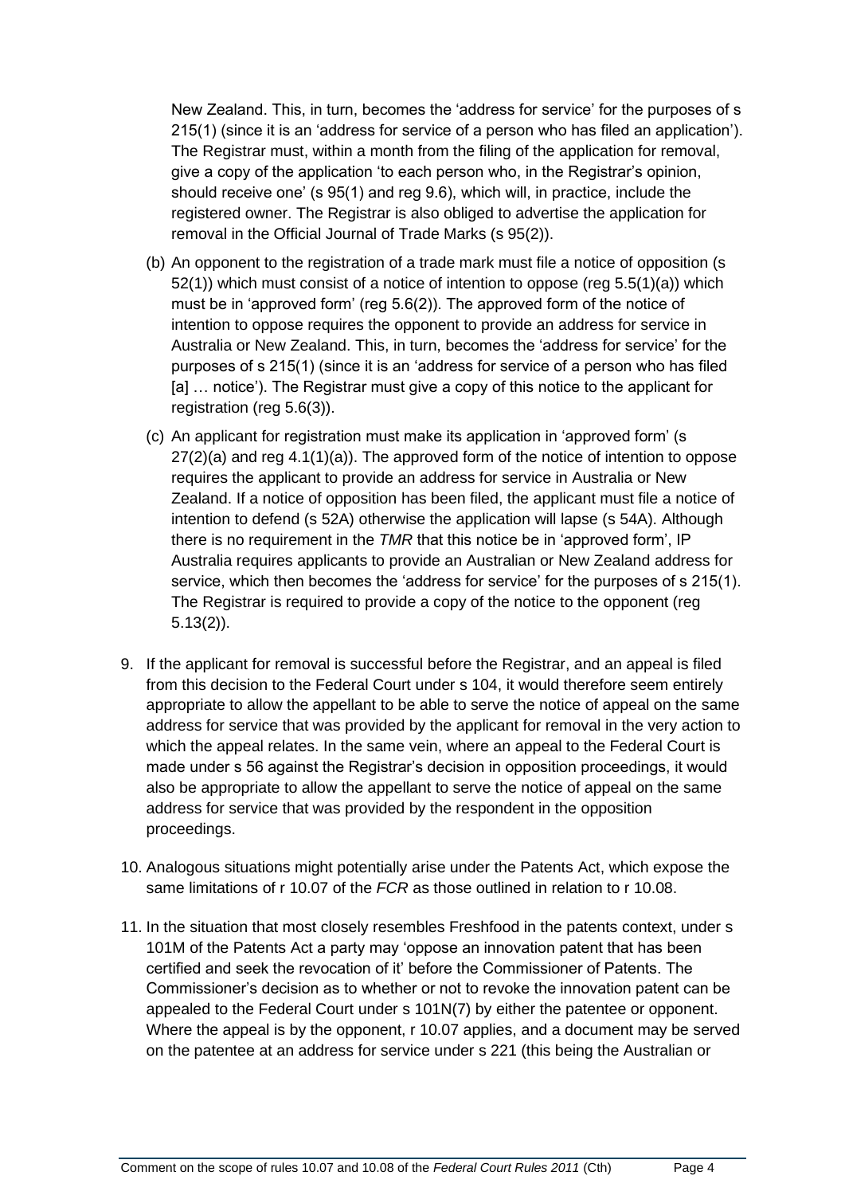New Zealand. This, in turn, becomes the 'address for service' for the purposes of s 215(1) (since it is an 'address for service of a person who has filed an application'). The Registrar must, within a month from the filing of the application for removal, give a copy of the application 'to each person who, in the Registrar's opinion, should receive one' (s 95(1) and reg 9.6), which will, in practice, include the registered owner. The Registrar is also obliged to advertise the application for removal in the Official Journal of Trade Marks (s 95(2)).

(b) An opponent to the registration of a trade mark must file a notice of opposition (s 52(1)) which must consist of a notice of intention to oppose (reg 5.5(1)(a)) which must be in 'approved form' (reg 5.6(2)). The approved form of the notice of intention to oppose requires the opponent to provide an address for service in Australia or New Zealand. This, in turn, becomes the 'address for service' for the purposes of s 215(1) (since it is an 'address for service of a person who has filed [a] … notice'). The Registrar must give a copy of this notice to the applicant for registration (reg 5.6(3)).

(c) An applicant for registration must make its application in 'approved form' (s 27(2)(a) and reg 4.1(1)(a)). The approved form of the notice of intention to oppose requires the applicant to provide an address for service in Australia or New Zealand. If a notice of opposition has been filed, the applicant must file a notice of intention to defend (s 52A) otherwise the application will lapse (s 54A). Although there is no requirement in the *TMR* that this notice be in 'approved form', IP Australia requires applicants to provide an Australian or New Zealand address for service, which then becomes the 'address for service' for the purposes of s 215(1). The Registrar is required to provide a copy of the notice to the opponent (reg 5.13(2)).

9. If the applicant for removal is successful before the Registrar, and an appeal is filed from this decision to the Federal Court under s 104, it would therefore seem entirely appropriate to allow the appellant to be able to serve the notice of appeal on the same address for service that was provided by the applicant for removal in the very action to which the appeal relates. In the same vein, where an appeal to the Federal Court is made under s 56 against the Registrar's decision in opposition proceedings, it would also be appropriate to allow the appellant to serve the notice of appeal on the same address for service that was provided by the respondent in the opposition proceedings.

10. Analogous situations might potentially arise under the Patents Act, which expose the same limitations of r 10.07 of the *FCR* as those outlined in relation to r 10.08.

11. In the situation that most closely resembles Freshfood in the patents context, under s 101M of the Patents Act a party may 'oppose an innovation patent that has been certified and seek the revocation of it' before the Commissioner of Patents. The Commissioner's decision as to whether or not to revoke the innovation patent can be appealed to the Federal Court under s 101N(7) by either the patentee or opponent. Where the appeal is by the opponent, r 10.07 applies, and a document may be served on the patentee at an address for service under s 221 (this being the Australian or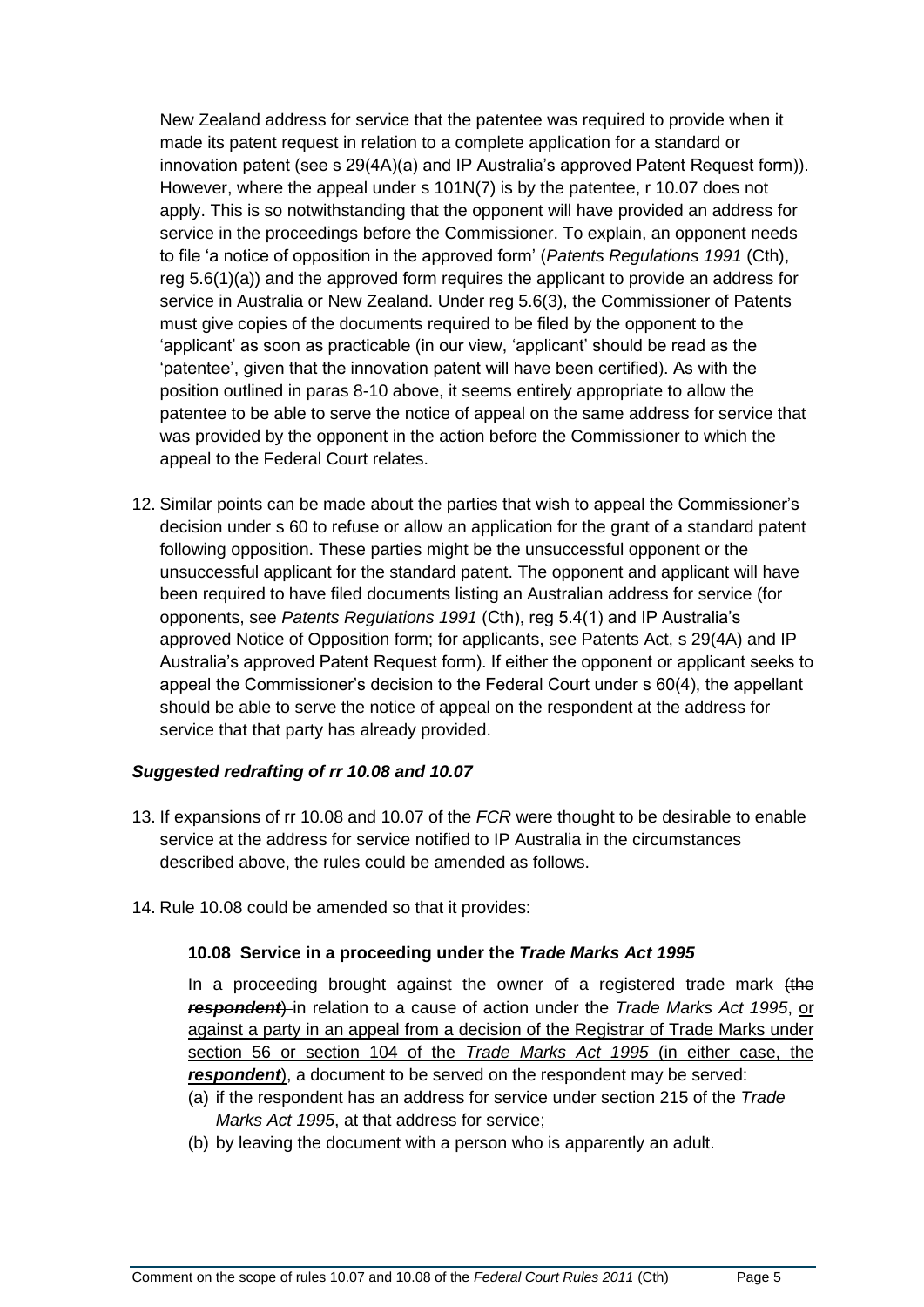New Zealand address for service that the patentee was required to provide when it made its patent request in relation to a complete application for a standard or innovation patent (see s 29(4A)(a) and IP Australia's approved Patent Request form)). However, where the appeal under s 101N(7) is by the patentee, r 10.07 does not apply. This is so notwithstanding that the opponent will have provided an address for service in the proceedings before the Commissioner. To explain, an opponent needs to file 'a notice of opposition in the approved form' (*Patents Regulations 1991* (Cth), reg 5.6(1)(a)) and the approved form requires the applicant to provide an address for service in Australia or New Zealand. Under reg 5.6(3), the Commissioner of Patents must give copies of the documents required to be filed by the opponent to the 'applicant' as soon as practicable (in our view, 'applicant' should be read as the 'patentee', given that the innovation patent will have been certified). As with the position outlined in paras 8-10 above, it seems entirely appropriate to allow the patentee to be able to serve the notice of appeal on the same address for service that was provided by the opponent in the action before the Commissioner to which the appeal to the Federal Court relates.

12. Similar points can be made about the parties that wish to appeal the Commissioner's decision under s 60 to refuse or allow an application for the grant of a standard patent following opposition. These parties might be the unsuccessful opponent or the unsuccessful applicant for the standard patent. The opponent and applicant will have been required to have filed documents listing an Australian address for service (for opponents, see *Patents Regulations 1991* (Cth), reg 5.4(1) and IP Australia's approved Notice of Opposition form; for applicants, see Patents Act, s 29(4A) and IP Australia's approved Patent Request form). If either the opponent or applicant seeks to appeal the Commissioner's decision to the Federal Court under s 60(4), the appellant should be able to serve the notice of appeal on the respondent at the address for service that that party has already provided.

### *Suggested redrafting of rr 10.08 and 10.07*

13. If expansions of rr 10.08 and 10.07 of the *FCR* were thought to be desirable to enable service at the address for service notified to IP Australia in the circumstances described above, the rules could be amended as follows.

14. Rule 10.08 could be amended so that it provides:

**10.08 Service in a proceeding under the *Trade Marks Act 1995***

In a proceeding brought against the owner of a registered trade mark ~~(the ***respondent***)~~ in relation to a cause of action under the *Trade Marks Act 1995*, <u>or against a party in an appeal from a decision of the Registrar of Trade Marks under section 56 or section 104 of the *Trade Marks Act 1995* (in either case, the</u> ***respondent***), a document to be served on the respondent may be served:

(a) if the respondent has an address for service under section 215 of the *Trade Marks Act 1995*, at that address for service;
(b) by leaving the document with a person who is apparently an adult.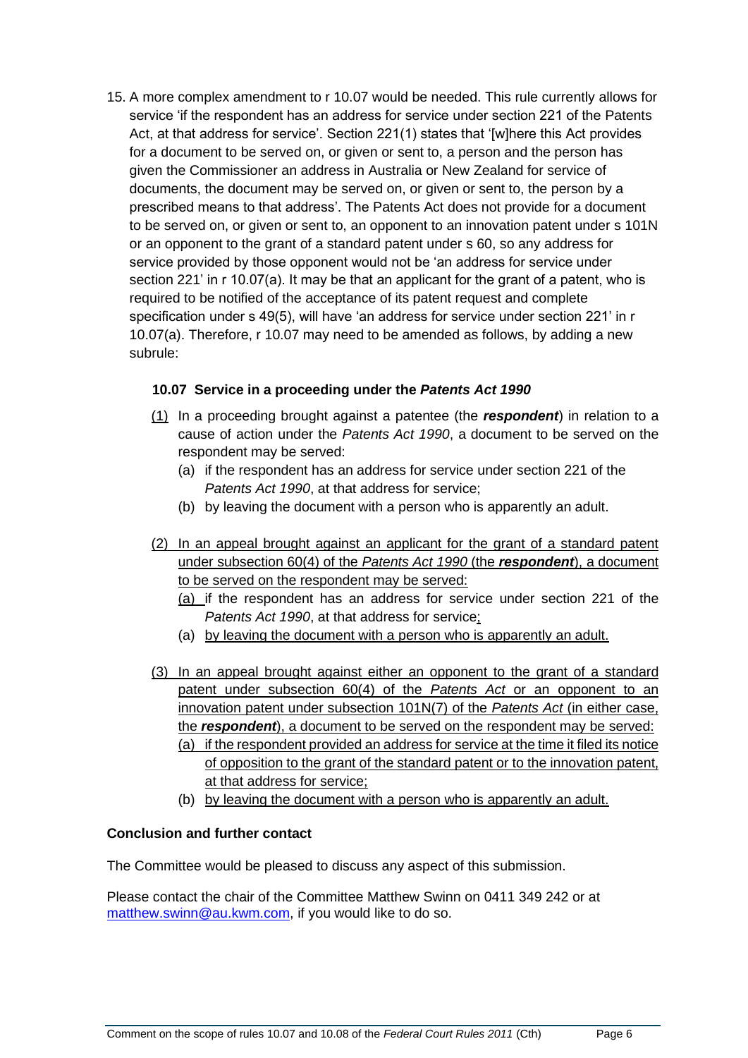15. A more complex amendment to r 10.07 would be needed. This rule currently allows for service 'if the respondent has an address for service under section 221 of the Patents Act, at that address for service'. Section 221(1) states that '[w]here this Act provides for a document to be served on, or given or sent to, a person and the person has given the Commissioner an address in Australia or New Zealand for service of documents, the document may be served on, or given or sent to, the person by a prescribed means to that address'. The Patents Act does not provide for a document to be served on, or given or sent to, an opponent to an innovation patent under s 101N or an opponent to the grant of a standard patent under s 60, so any address for service provided by those opponent would not be 'an address for service under section 221' in r 10.07(a). It may be that an applicant for the grant of a patent, who is required to be notified of the acceptance of its patent request and complete specification under s 49(5), will have 'an address for service under section 221' in r 10.07(a). Therefore, r 10.07 may need to be amended as follows, by adding a new subrule:

**10.07 Service in a proceeding under the *Patents Act 1990***

<u>(1)</u> In a proceeding brought against a patentee (the ***respondent***) in relation to a cause of action under the *Patents Act 1990*, a document to be served on the respondent may be served:

(a) if the respondent has an address for service under section 221 of the *Patents Act 1990*, at that address for service;

(b) by leaving the document with a person who is apparently an adult.

<u>(2) In an appeal brought against an applicant for the grant of a standard patent under subsection 60(4) of the *Patents Act 1990* (the ***respondent***), a document to be served on the respondent may be served:</u>

<u>(a)</u> if the respondent has an address for service under section 221 of the *Patents Act 1990*, at that address for service<u>;</u>

(a) <u>by leaving the document with a person who is apparently an adult.</u>

<u>(3) In an appeal brought against either an opponent to the grant of a standard patent under subsection 60(4) of the *Patents Act* or an opponent to an innovation patent under subsection 101N(7) of the *Patents Act* (in either case, the ***respondent***), a document to be served on the respondent may be served:</u>

(a) <u>if the respondent provided an address for service at the time it filed its notice of opposition to the grant of the standard patent or to the innovation patent, at that address for service;</u>

(b) <u>by leaving the document with a person who is apparently an adult.</u>

**Conclusion and further contact**

The Committee would be pleased to discuss any aspect of this submission.

Please contact the chair of the Committee Matthew Swinn on 0411 349 242 or at matthew.swinn@au.kwm.com, if you would like to do so.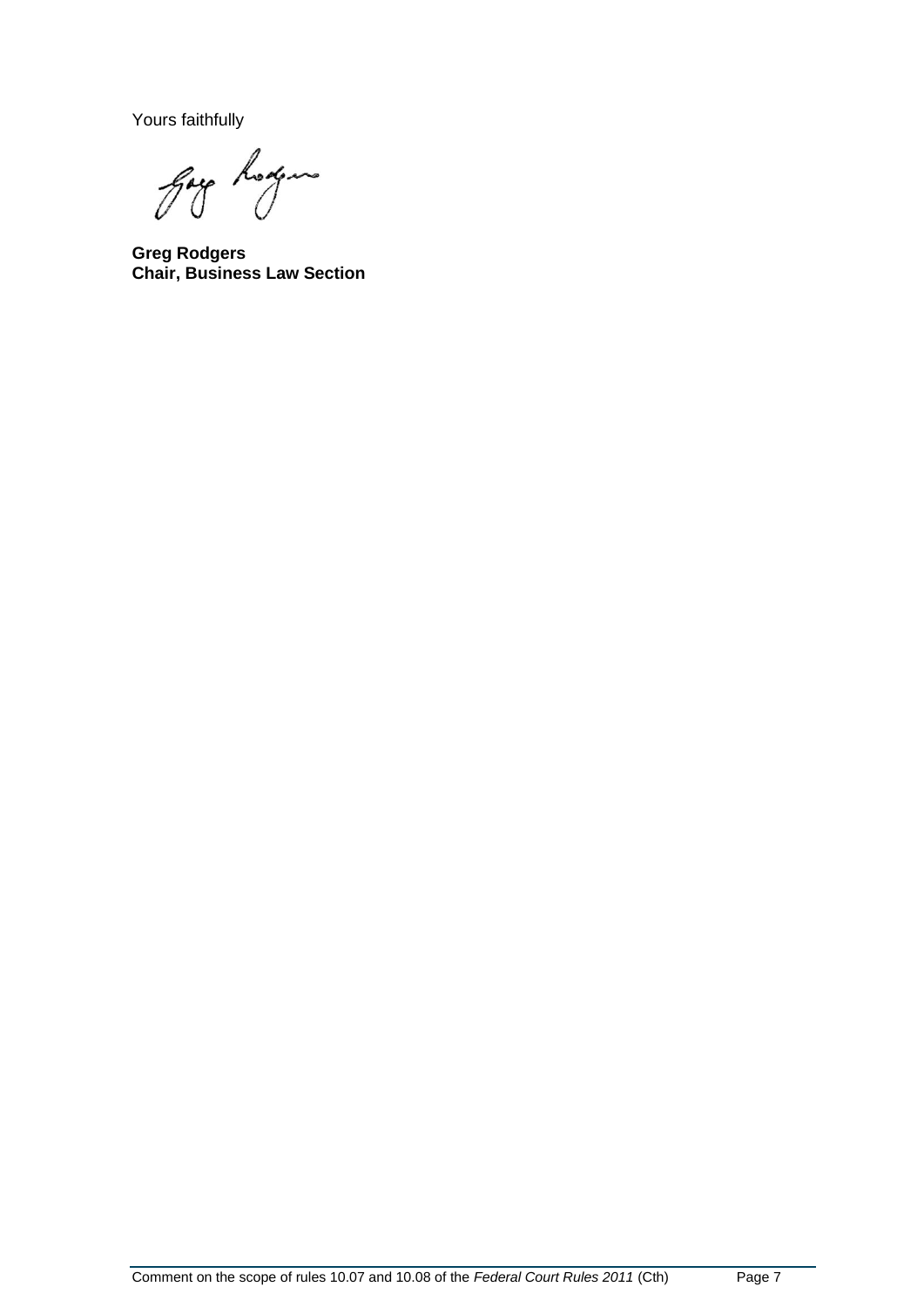Yours faithfully

**Greg Rodgers**
**Chair, Business Law Section**